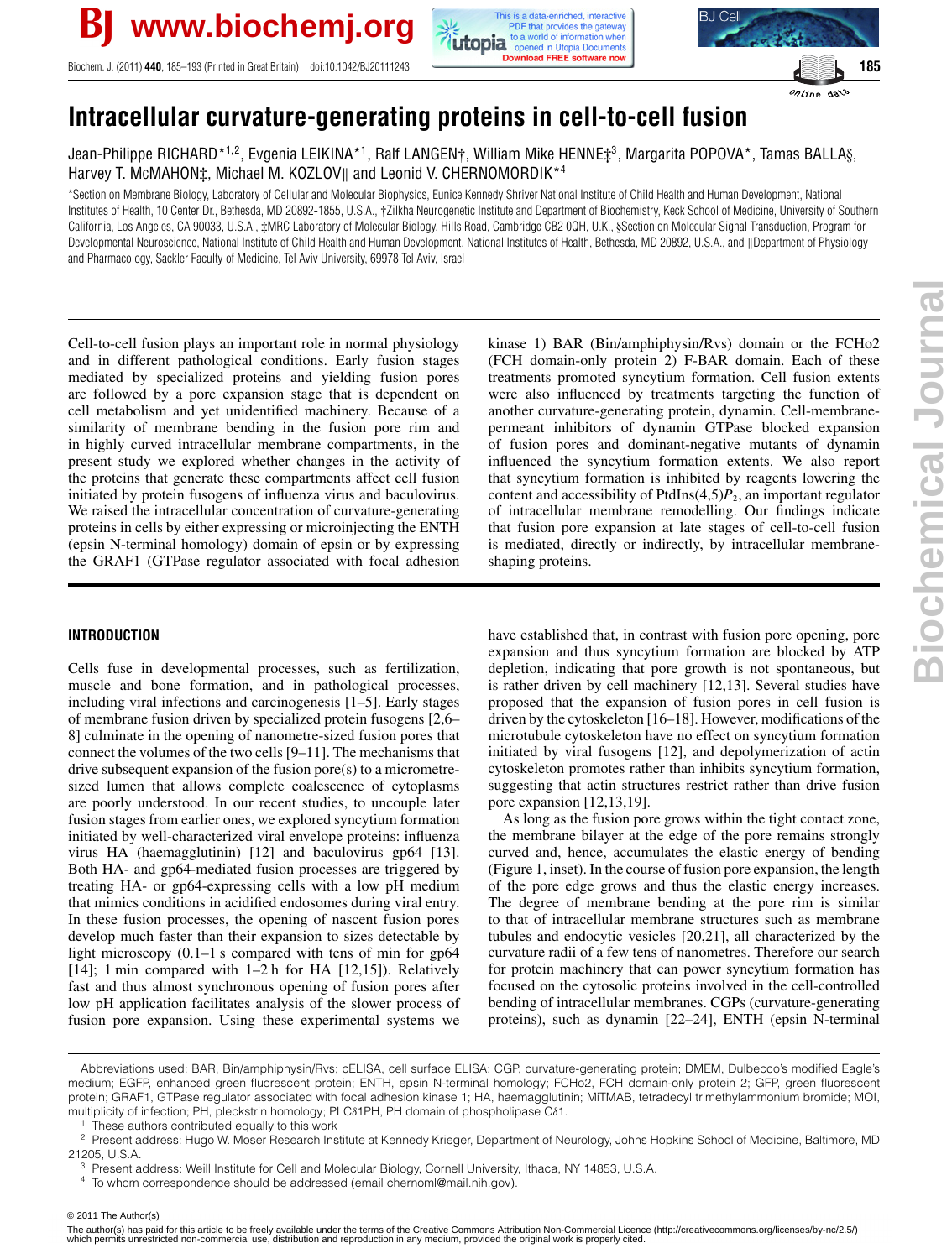# Intracellular curvature-generating proteins in cell-to-cell fusion

Jean-Philippe RICHARD*[1,2], Evgenia LEIKINA*[1], Ralf LANGEN†, William Mike HENNE‡[3], Margarita POPOVA*, Tamas BALLA§, Harvey T. McMAHON‡, Michael M. KOZLOV‖ and Leonid V. CHERNOMORDIK*[4]

*Section on Membrane Biology, Laboratory of Cellular and Molecular Biophysics, Eunice Kennedy Shriver National Institute of Child Health and Human Development, National Institutes of Health, 10 Center Dr., Bethesda, MD 20892-1855, U.S.A., †Zilkha Neurogenetic Institute and Department of Biochemistry, Keck School of Medicine, University of Southern California, Los Angeles, CA 90033, U.S.A., ‡MRC Laboratory of Molecular Biology, Hills Road, Cambridge CB2 0QH, U.K., §Section on Molecular Signal Transduction, Program for Developmental Neuroscience, National Institute of Child Health and Human Development, National Institutes of Health, Bethesda, MD 20892, U.S.A., and ‖Department of Physiology and Pharmacology, Sackler Faculty of Medicine, Tel Aviv University, 69978 Tel Aviv, Israel

Cell-to-cell fusion plays an important role in normal physiology and in different pathological conditions. Early fusion stages mediated by specialized proteins and yielding fusion pores are followed by a pore expansion stage that is dependent on cell metabolism and yet unidentified machinery. Because of a similarity of membrane bending in the fusion pore rim and in highly curved intracellular membrane compartments, in the present study we explored whether changes in the activity of the proteins that generate these compartments affect cell fusion initiated by protein fusogens of influenza virus and baculovirus. We raised the intracellular concentration of curvature-generating proteins in cells by either expressing or microinjecting the ENTH (epsin N-terminal homology) domain of epsin or by expressing the GRAF1 (GTPase regulator associated with focal adhesion kinase 1) BAR (Bin/amphiphysin/Rvs) domain or the FCHo2 (FCH domain-only protein 2) F-BAR domain. Each of these treatments promoted syncytium formation. Cell fusion extents were also influenced by treatments targeting the function of another curvature-generating protein, dynamin. Cell-membrane-permeant inhibitors of dynamin GTPase blocked expansion of fusion pores and dominant-negative mutants of dynamin influenced the syncytium formation extents. We also report that syncytium formation is inhibited by reagents lowering the content and accessibility of PtdIns(4,5)$P_2$, an important regulator of intracellular membrane remodelling. Our findings indicate that fusion pore expansion at late stages of cell-to-cell fusion is mediated, directly or indirectly, by intracellular membrane-shaping proteins.

## INTRODUCTION

Cells fuse in developmental processes, such as fertilization, muscle and bone formation, and in pathological processes, including viral infections and carcinogenesis [1–5]. Early stages of membrane fusion driven by specialized protein fusogens [2,6–8] culminate in the opening of nanometre-sized fusion pores that connect the volumes of the two cells [9–11]. The mechanisms that drive subsequent expansion of the fusion pore(s) to a micrometre-sized lumen that allows complete coalescence of cytoplasms are poorly understood. In our recent studies, to uncouple later fusion stages from earlier ones, we explored syncytium formation initiated by well-characterized viral envelope proteins: influenza virus HA (haemagglutinin) [12] and baculovirus gp64 [13]. Both HA- and gp64-mediated fusion processes are triggered by treating HA- or gp64-expressing cells with a low pH medium that mimics conditions in acidified endosomes during viral entry. In these fusion processes, the opening of nascent fusion pores develop much faster than their expansion to sizes detectable by light microscopy (0.1–1 s compared with tens of min for gp64 [14]; 1 min compared with 1–2 h for HA [12,15]). Relatively fast and thus almost synchronous opening of fusion pores after low pH application facilitates analysis of the slower process of fusion pore expansion. Using these experimental systems we have established that, in contrast with fusion pore opening, pore expansion and thus syncytium formation are blocked by ATP depletion, indicating that pore growth is not spontaneous, but is rather driven by cell machinery [12,13]. Several studies have proposed that the expansion of fusion pores in cell fusion is driven by the cytoskeleton [16–18]. However, modifications of the microtubule cytoskeleton have no effect on syncytium formation initiated by viral fusogens [12], and depolymerization of actin cytoskeleton promotes rather than inhibits syncytium formation, suggesting that actin structures restrict rather than drive fusion pore expansion [12,13,19].

As long as the fusion pore grows within the tight contact zone, the membrane bilayer at the edge of the pore remains strongly curved and, hence, accumulates the elastic energy of bending (Figure 1, inset). In the course of fusion pore expansion, the length of the pore edge grows and thus the elastic energy increases. The degree of membrane bending at the pore rim is similar to that of intracellular membrane structures such as membrane tubules and endocytic vesicles [20,21], all characterized by the curvature radii of a few tens of nanometres. Therefore our search for protein machinery that can power syncytium formation has focused on the cytosolic proteins involved in the cell-controlled bending of intracellular membranes. CGPs (curvature-generating proteins), such as dynamin [22–24], ENTH (epsin N-terminal

Abbreviations used: BAR, Bin/amphiphysin/Rvs; cELISA, cell surface ELISA; CGP, curvature-generating protein; DMEM, Dulbecco's modified Eagle's medium; EGFP, enhanced green fluorescent protein; ENTH, epsin N-terminal homology; FCHo2, FCH domain-only protein 2; GFP, green fluorescent protein; GRAF1, GTPase regulator associated with focal adhesion kinase 1; HA, haemagglutinin; MiTMAB, tetradecyl trimethylammonium bromide; MOI, multiplicity of infection; PH, pleckstrin homology; PLCδ1PH, PH domain of phospholipase Cδ1.

[1] These authors contributed equally to this work

[2] Present address: Hugo W. Moser Research Institute at Kennedy Krieger, Department of Neurology, Johns Hopkins School of Medicine, Baltimore, MD 21205, U.S.A.

[3] Present address: Weill Institute for Cell and Molecular Biology, Cornell University, Ithaca, NY 14853, U.S.A.

[4] To whom correspondence should be addressed (email chernoml@mail.nih.gov).

© 2011 The Author(s)

The author(s) has paid for this article to be freely available under the terms of the Creative Commons Attribution Non-Commercial Licence (http://creativecommons.org/licenses/by-nc/2.5/) which permits unrestricted non-commercial use, distribution and reproduction in any medium, provided the original work is properly cited.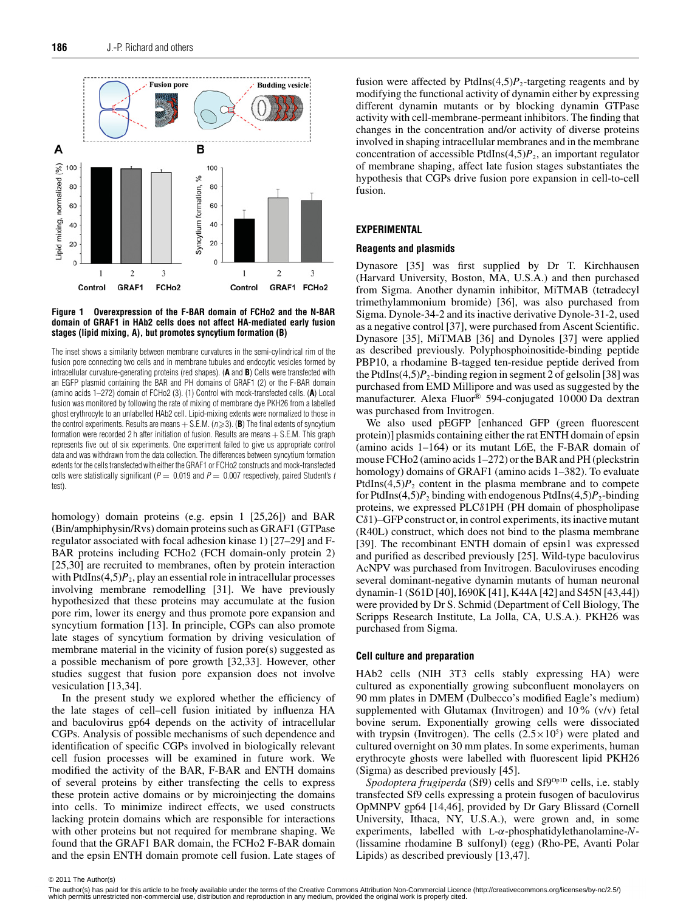**Figure 1 Overexpression of the F-BAR domain of FCHo2 and the N-BAR domain of GRAF1 in HAb2 cells does not affect HA-mediated early fusion stages (lipid mixing, A), but promotes syncytium formation (B)**

The inset shows a similarity between membrane curvatures in the semi-cylindrical rim of the fusion pore connecting two cells and in membrane tubules and endocytic vesicles formed by intracellular curvature-generating proteins (red shapes). (**A** and **B**) Cells were transfected with an EGFP plasmid containing the BAR and PH domains of GRAF1 (2) or the F-BAR domain (amino acids 1–272) domain of FCHo2 (3). (1) Control with mock-transfected cells. (**A**) Local fusion was monitored by following the rate of mixing of membrane dye PKH26 from a labelled ghost erythrocyte to an unlabelled HAb2 cell. Lipid-mixing extents were normalized to those in the control experiments. Results are means + S.E.M. ($n \geq 3$). (**B**) The final extents of syncytium formation were recorded 2 h after initiation of fusion. Results are means + S.E.M. This graph represents five out of six experiments. One experiment failed to give us appropriate control data and was withdrawn from the data collection. The differences between syncytium formation extents for the cells transfected with either the GRAF1 or FCHo2 constructs and mock-transfected cells were statistically significant ($P = 0.019$ and $P = 0.007$ respectively, paired Student's $t$ test).

homology) domain proteins (e.g. epsin 1 [25,26]) and BAR (Bin/amphiphysin/Rvs) domain proteins such as GRAF1 (GTPase regulator associated with focal adhesion kinase 1) [27–29] and F-BAR proteins including FCHo2 (FCH domain-only protein 2) [25,30] are recruited to membranes, often by protein interaction with PtdIns(4,5)$P_2$, play an essential role in intracellular processes involving membrane remodelling [31]. We have previously hypothesized that these proteins may accumulate at the fusion pore rim, lower its energy and thus promote pore expansion and syncytium formation [13]. In principle, CGPs can also promote late stages of syncytium formation by driving vesiculation of membrane material in the vicinity of fusion pore(s) suggested as a possible mechanism of pore growth [32,33]. However, other studies suggest that fusion pore expansion does not involve vesiculation [13,34].

In the present study we explored whether the efficiency of the late stages of cell–cell fusion initiated by influenza HA and baculovirus gp64 depends on the activity of intracellular CGPs. Analysis of possible mechanisms of such dependence and identification of specific CGPs involved in biologically relevant cell fusion processes will be examined in future work. We modified the activity of the BAR, F-BAR and ENTH domains of several proteins by either transfecting the cells to express these protein active domains or by microinjecting the domains into cells. To minimize indirect effects, we used constructs lacking protein domains which are responsible for interactions with other proteins but not required for membrane shaping. We found that the GRAF1 BAR domain, the FCHo2 F-BAR domain and the epsin ENTH domain promote cell fusion. Late stages of fusion were affected by PtdIns(4,5)$P_2$-targeting reagents and by modifying the functional activity of dynamin either by expressing different dynamin mutants or by blocking dynamin GTPase activity with cell-membrane-permeant inhibitors. The finding that changes in the concentration and/or activity of diverse proteins involved in shaping intracellular membranes and in the membrane concentration of accessible PtdIns(4,5)$P_2$, an important regulator of membrane shaping, affect late fusion stages substantiates the hypothesis that CGPs drive fusion pore expansion in cell-to-cell fusion.

## EXPERIMENTAL

### Reagents and plasmids

Dynasore [35] was first supplied by Dr T. Kirchhausen (Harvard University, Boston, MA, U.S.A.) and then purchased from Sigma. Another dynamin inhibitor, MiTMAB (tetradecyl trimethylammonium bromide) [36], was also purchased from Sigma. Dynole-34-2 and its inactive derivative Dynole-31-2, used as a negative control [37], were purchased from Ascent Scientific. Dynasore [35], MiTMAB [36] and Dynoles [37] were applied as described previously. Polyphosphoinositide-binding peptide PBP10, a rhodamine B-tagged ten-residue peptide derived from the PtdIns(4,5)$P_2$-binding region in segment 2 of gelsolin [38] was purchased from EMD Millipore and was used as suggested by the manufacturer. Alexa Fluor® 594-conjugated 10000 Da dextran was purchased from Invitrogen.

We also used pEGFP [enhanced GFP (green fluorescent protein)] plasmids containing either the rat ENTH domain of epsin (amino acids 1–164) or its mutant L6E, the F-BAR domain of mouse FCHo2 (amino acids 1–272) or the BAR and PH (pleckstrin homology) domains of GRAF1 (amino acids 1–382). To evaluate PtdIns(4,5)$P_2$ content in the plasma membrane and to compete for PtdIns(4,5)$P_2$ binding with endogenous PtdIns(4,5)$P_2$-binding proteins, we expressed PLC$\delta$1PH (PH domain of phospholipase C$\delta$1)–GFP construct or, in control experiments, its inactive mutant (R40L) construct, which does not bind to the plasma membrane [39]. The recombinant ENTH domain of epsin1 was expressed and purified as described previously [25]. Wild-type baculovirus AcNPV was purchased from Invitrogen. Baculoviruses encoding several dominant-negative dynamin mutants of human neuronal dynamin-1 (S61D [40], I690K [41], K44A [42] and S45N [43,44]) were provided by Dr S. Schmid (Department of Cell Biology, The Scripps Research Institute, La Jolla, CA, U.S.A.). PKH26 was purchased from Sigma.

### Cell culture and preparation

HAb2 cells (NIH 3T3 cells stably expressing HA) were cultured as exponentially growing subconfluent monolayers on 90 mm plates in DMEM (Dulbecco's modified Eagle's medium) supplemented with Glutamax (Invitrogen) and 10% (v/v) fetal bovine serum. Exponentially growing cells were dissociated with trypsin (Invitrogen). The cells ($2.5\times10^5$) were plated and cultured overnight on 30 mm plates. In some experiments, human erythrocyte ghosts were labelled with fluorescent lipid PKH26 (Sigma) as described previously [45].

*Spodoptera frugiperda* (Sf9) cells and Sf9$^{Op1D}$ cells, i.e. stably transfected Sf9 cells expressing a protein fusogen of baculovirus OpMNPV gp64 [14,46], provided by Dr Gary Blissard (Cornell University, Ithaca, NY, U.S.A.), were grown and, in some experiments, labelled with L-$\alpha$-phosphatidylethanolamine-$N$-(lissamine rhodamine B sulfonyl) (egg) (Rho-PE, Avanti Polar Lipids) as described previously [13,47].

© 2011 The Author(s)
The author(s) has paid for this article to be freely available under the terms of the Creative Commons Attribution Non-Commercial Licence (http://creativecommons.org/licenses/by-nc/2.5/) which permits unrestricted non-commercial use, distribution and reproduction in any medium, provided the original work is properly cited.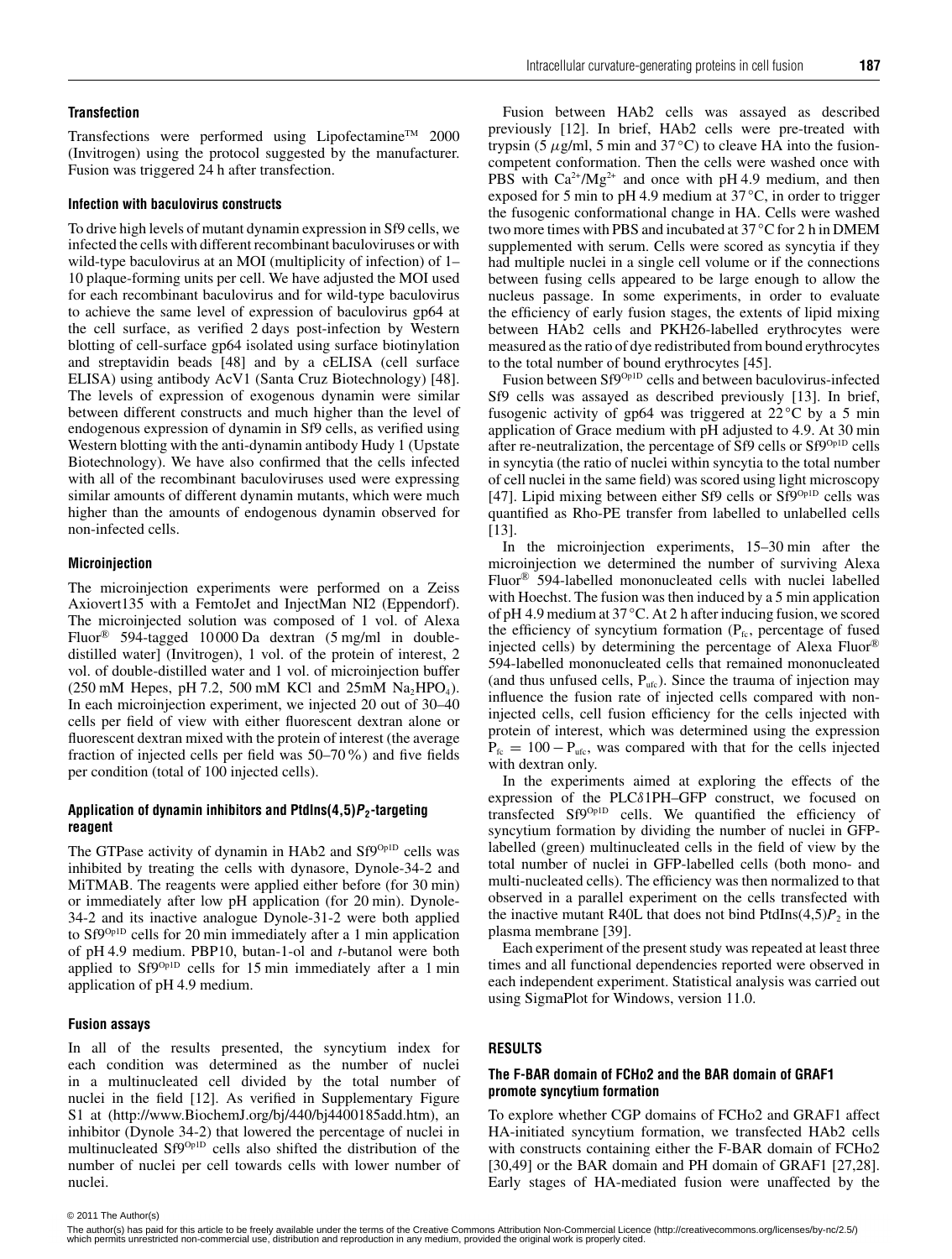### Transfection

Transfections were performed using Lipofectamine™ 2000 (Invitrogen) using the protocol suggested by the manufacturer. Fusion was triggered 24 h after transfection.

### Infection with baculovirus constructs

To drive high levels of mutant dynamin expression in Sf9 cells, we infected the cells with different recombinant baculoviruses or with wild-type baculovirus at an MOI (multiplicity of infection) of 1–10 plaque-forming units per cell. We have adjusted the MOI used for each recombinant baculovirus and for wild-type baculovirus to achieve the same level of expression of baculovirus gp64 at the cell surface, as verified 2 days post-infection by Western blotting of cell-surface gp64 isolated using surface biotinylation and streptavidin beads [48] and by a cELISA (cell surface ELISA) using antibody AcV1 (Santa Cruz Biotechnology) [48]. The levels of expression of exogenous dynamin were similar between different constructs and much higher than the level of endogenous expression of dynamin in Sf9 cells, as verified using Western blotting with the anti-dynamin antibody Hudy 1 (Upstate Biotechnology). We have also confirmed that the cells infected with all of the recombinant baculoviruses used were expressing similar amounts of different dynamin mutants, which were much higher than the amounts of endogenous dynamin observed for non-infected cells.

### Microinjection

The microinjection experiments were performed on a Zeiss Axiovert135 with a FemtoJet and InjectMan NI2 (Eppendorf). The microinjected solution was composed of 1 vol. of Alexa Fluor® 594-tagged 10000 Da dextran (5 mg/ml in double-distilled water] (Invitrogen), 1 vol. of the protein of interest, 2 vol. of double-distilled water and 1 vol. of microinjection buffer (250 mM Hepes, pH 7.2, 500 mM KCl and 25mM $Na_2HPO_4$). In each microinjection experiment, we injected 20 out of 30–40 cells per field of view with either fluorescent dextran alone or fluorescent dextran mixed with the protein of interest (the average fraction of injected cells per field was 50–70 %) and five fields per condition (total of 100 injected cells).

### Application of dynamin inhibitors and PtdIns(4,5)$P_2$-targeting reagent

The GTPase activity of dynamin in HAb2 and $Sf9^{Op1D}$ cells was inhibited by treating the cells with dynasore, Dynole-34-2 and MiTMAB. The reagents were applied either before (for 30 min) or immediately after low pH application (for 20 min). Dynole-34-2 and its inactive analogue Dynole-31-2 were both applied to $Sf9^{Op1D}$ cells for 20 min immediately after a 1 min application of pH 4.9 medium. PBP10, butan-1-ol and *t*-butanol were both applied to $Sf9^{Op1D}$ cells for 15 min immediately after a 1 min application of pH 4.9 medium.

### Fusion assays

In all of the results presented, the syncytium index for each condition was determined as the number of nuclei in a multinucleated cell divided by the total number of nuclei in the field [12]. As verified in Supplementary Figure S1 at (http://www.BiochemJ.org/bj/440/bj4400185add.htm), an inhibitor (Dynole 34-2) that lowered the percentage of nuclei in multinucleated $Sf9^{Op1D}$ cells also shifted the distribution of the number of nuclei per cell towards cells with lower number of nuclei.

Fusion between HAb2 cells was assayed as described previously [12]. In brief, HAb2 cells were pre-treated with trypsin (5 $\mu$g/ml, 5 min and 37 °C) to cleave HA into the fusion-competent conformation. Then the cells were washed once with PBS with $Ca^{2+}$/$Mg^{2+}$ and once with pH 4.9 medium, and then exposed for 5 min to pH 4.9 medium at 37 °C, in order to trigger the fusogenic conformational change in HA. Cells were washed two more times with PBS and incubated at 37 °C for 2 h in DMEM supplemented with serum. Cells were scored as syncytia if they had multiple nuclei in a single cell volume or if the connections between fusing cells appeared to be large enough to allow the nucleus passage. In some experiments, in order to evaluate the efficiency of early fusion stages, the extents of lipid mixing between HAb2 cells and PKH26-labelled erythrocytes were measured as the ratio of dye redistributed from bound erythrocytes to the total number of bound erythrocytes [45].

Fusion between $Sf9^{Op1D}$ cells and between baculovirus-infected Sf9 cells was assayed as described previously [13]. In brief, fusogenic activity of gp64 was triggered at 22 °C by a 5 min application of Grace medium with pH adjusted to 4.9. At 30 min after re-neutralization, the percentage of Sf9 cells or $Sf9^{Op1D}$ cells in syncytia (the ratio of nuclei within syncytia to the total number of cell nuclei in the same field) was scored using light microscopy [47]. Lipid mixing between either Sf9 cells or $Sf9^{Op1D}$ cells was quantified as Rho-PE transfer from labelled to unlabelled cells [13].

In the microinjection experiments, 15–30 min after the microinjection we determined the number of surviving Alexa Fluor® 594-labelled mononucleated cells with nuclei labelled with Hoechst. The fusion was then induced by a 5 min application of pH 4.9 medium at 37 °C. At 2 h after inducing fusion, we scored the efficiency of syncytium formation ($P_{fc}$, percentage of fused injected cells) by determining the percentage of Alexa Fluor® 594-labelled mononucleated cells that remained mononucleated (and thus unfused cells, $P_{ufc}$). Since the trauma of injection may influence the fusion rate of injected cells compared with non-injected cells, cell fusion efficiency for the cells injected with protein of interest, which was determined using the expression $P_{fc} = 100 - P_{ufc}$, was compared with that for the cells injected with dextran only.

In the experiments aimed at exploring the effects of the expression of the PLC$\delta$1PH–GFP construct, we focused on transfected $Sf9^{Op1D}$ cells. We quantified the efficiency of syncytium formation by dividing the number of nuclei in GFP-labelled (green) multinucleated cells in the field of view by the total number of nuclei in GFP-labelled cells (both mono- and multi-nucleated cells). The efficiency was then normalized to that observed in a parallel experiment on the cells transfected with the inactive mutant R40L that does not bind PtdIns(4,5)$P_2$ in the plasma membrane [39].

Each experiment of the present study was repeated at least three times and all functional dependencies reported were observed in each independent experiment. Statistical analysis was carried out using SigmaPlot for Windows, version 11.0.

## RESULTS

### The F-BAR domain of FCHo2 and the BAR domain of GRAF1 promote syncytium formation

To explore whether CGP domains of FCHo2 and GRAF1 affect HA-initiated syncytium formation, we transfected HAb2 cells with constructs containing either the F-BAR domain of FCHo2 [30,49] or the BAR domain and PH domain of GRAF1 [27,28]. Early stages of HA-mediated fusion were unaffected by the

© 2011 The Author(s)

The author(s) has paid for this article to be freely available under the terms of the Creative Commons Attribution Non-Commercial Licence (http://creativecommons.org/licenses/by-nc/2.5/) which permits unrestricted non-commercial use, distribution and reproduction in any medium, provided the original work is properly cited.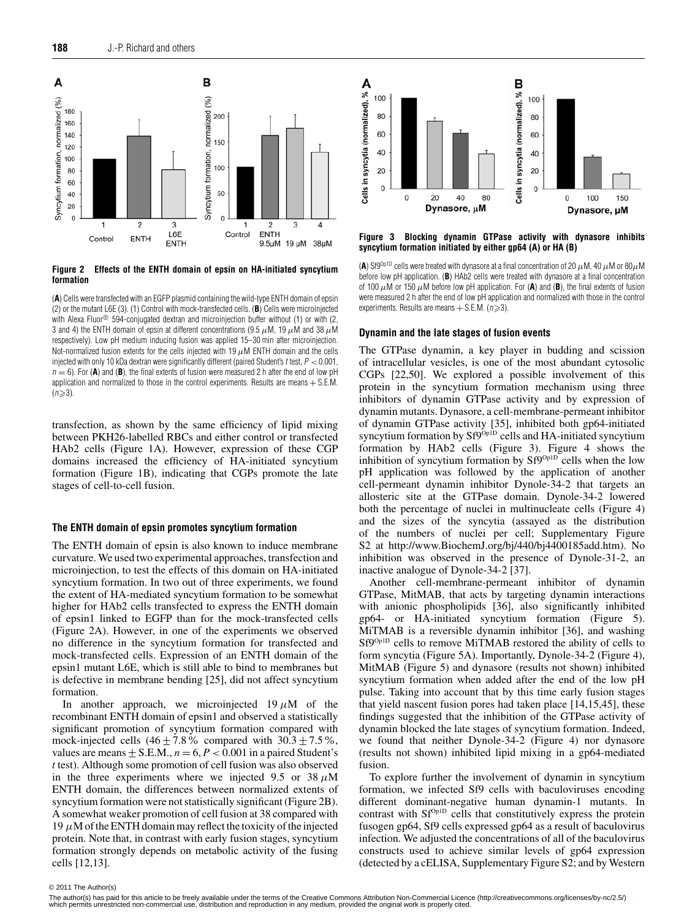**Figure 2 Effects of the ENTH domain of epsin on HA-initiated syncytium formation**

(**A**) Cells were transfected with an EGFP plasmid containing the wild-type ENTH domain of epsin (2) or the mutant L6E (3). (1) Control with mock-transfected cells. (**B**) Cells were microinjected with Alexa Fluor® 594-conjugated dextran and microinjection buffer without (1) or with (2, 3 and 4) the ENTH domain of epsin at different concentrations (9.5 $\mu$M, 19 $\mu$M and 38 $\mu$M respectively). Low pH medium inducing fusion was applied 15–30 min after microinjection. Not-normalized fusion extents for the cells injected with 19 $\mu$M ENTH domain and the cells injected with only 10 kDa dextran were significantly different (paired Student's *t* test, $P < 0.001$, $n = 6$). For (**A**) and (**B**), the final extents of fusion were measured 2 h after the end of low pH application and normalized to those in the control experiments. Results are means + S.E.M. ($n \geqslant 3$).

**Figure 3 Blocking dynamin GTPase activity with dynasore inhibits syncytium formation initiated by either gp64 (A) or HA (B)**

(**A**) Sf9[Op1D] cells were treated with dynasore at a final concentration of 20 $\mu$M, 40 $\mu$M or 80 $\mu$M before low pH application. (**B**) HAb2 cells were treated with dynasore at a final concentration of 100 $\mu$M or 150 $\mu$M before low pH application. For (**A**) and (**B**), the final extents of fusion were measured 2 h after the end of low pH application and normalized with those in the control experiments. Results are means + S.E.M. ($n \geqslant 3$).

transfection, as shown by the same efficiency of lipid mixing between PKH26-labelled RBCs and either control or transfected HAb2 cells (Figure 1A). However, expression of these CGP domains increased the efficiency of HA-initiated syncytium formation (Figure 1B), indicating that CGPs promote the late stages of cell-to-cell fusion.

### The ENTH domain of epsin promotes syncytium formation

The ENTH domain of epsin is also known to induce membrane curvature. We used two experimental approaches, transfection and microinjection, to test the effects of this domain on HA-initiated syncytium formation. In two out of three experiments, we found the extent of HA-mediated syncytium formation to be somewhat higher for HAb2 cells transfected to express the ENTH domain of epsin1 linked to EGFP than for the mock-transfected cells (Figure 2A). However, in one of the experiments we observed no difference in the syncytium formation for transfected and mock-transfected cells. Expression of an ENTH domain of the epsin1 mutant L6E, which is still able to bind to membranes but is defective in membrane bending [25], did not affect syncytium formation.

In another approach, we microinjected 19 $\mu$M of the recombinant ENTH domain of epsin1 and observed a statistically significant promotion of syncytium formation compared with mock-injected cells ($46 \pm 7.8$% compared with $30.3 \pm 7.5$%, values are means $\pm$ S.E.M., $n = 6$, $P < 0.001$ in a paired Student's *t* test). Although some promotion of cell fusion was also observed in the three experiments where we injected 9.5 or 38 $\mu$M ENTH domain, the differences between normalized extents of syncytium formation were not statistically significant (Figure 2B). A somewhat weaker promotion of cell fusion at 38 compared with 19 $\mu$M of the ENTH domain may reflect the toxicity of the injected protein. Note that, in contrast with early fusion stages, syncytium formation strongly depends on metabolic activity of the fusing cells [12,13].

### Dynamin and the late stages of fusion events

The GTPase dynamin, a key player in budding and scission of intracellular vesicles, is one of the most abundant cytosolic CGPs [22,50]. We explored a possible involvement of this protein in the syncytium formation mechanism using three inhibitors of dynamin GTPase activity and by expression of dynamin mutants. Dynasore, a cell-membrane-permeant inhibitor of dynamin GTPase activity [35], inhibited both gp64-initiated syncytium formation by Sf9[Op1D] cells and HA-initiated syncytium formation by HAb2 cells (Figure 3). Figure 4 shows the inhibition of syncytium formation by Sf9[Op1D] cells when the low pH application was followed by the application of another cell-permeant dynamin inhibitor Dynole-34-2 that targets an allosteric site at the GTPase domain. Dynole-34-2 lowered both the percentage of nuclei in multinucleate cells (Figure 4) and the sizes of the syncytia (assayed as the distribution of the numbers of nuclei per cell; Supplementary Figure S2 at http://www.BiochemJ.org/bj/440/bj4400185add.htm). No inhibition was observed in the presence of Dynole-31-2, an inactive analogue of Dynole-34-2 [37].

Another cell-membrane-permeant inhibitor of dynamin GTPase, MitMAB, that acts by targeting dynamin interactions with anionic phospholipids [36], also significantly inhibited gp64- or HA-initiated syncytium formation (Figure 5). MiTMAB is a reversible dynamin inhibitor [36], and washing Sf9[Op1D] cells to remove MiTMAB restored the ability of cells to form syncytia (Figure 5A). Importantly, Dynole-34-2 (Figure 4), MitMAB (Figure 5) and dynasore (results not shown) inhibited syncytium formation when added after the end of the low pH pulse. Taking into account that by this time early fusion stages that yield nascent fusion pores had taken place [14,15,45], these findings suggested that the inhibition of the GTPase activity of dynamin blocked the late stages of syncytium formation. Indeed, we found that neither Dynole-34-2 (Figure 4) nor dynasore (results not shown) inhibited lipid mixing in a gp64-mediated fusion.

To explore further the involvement of dynamin in syncytium formation, we infected Sf9 cells with baculoviruses encoding different dominant-negative human dynamin-1 mutants. In contrast with Sf[Op1D] cells that constitutively express the protein fusogen gp64, Sf9 cells expressed gp64 as a result of baculovirus infection. We adjusted the concentrations of all of the baculovirus constructs used to achieve similar levels of gp64 expression (detected by a cELISA, Supplementary Figure S2; and by Western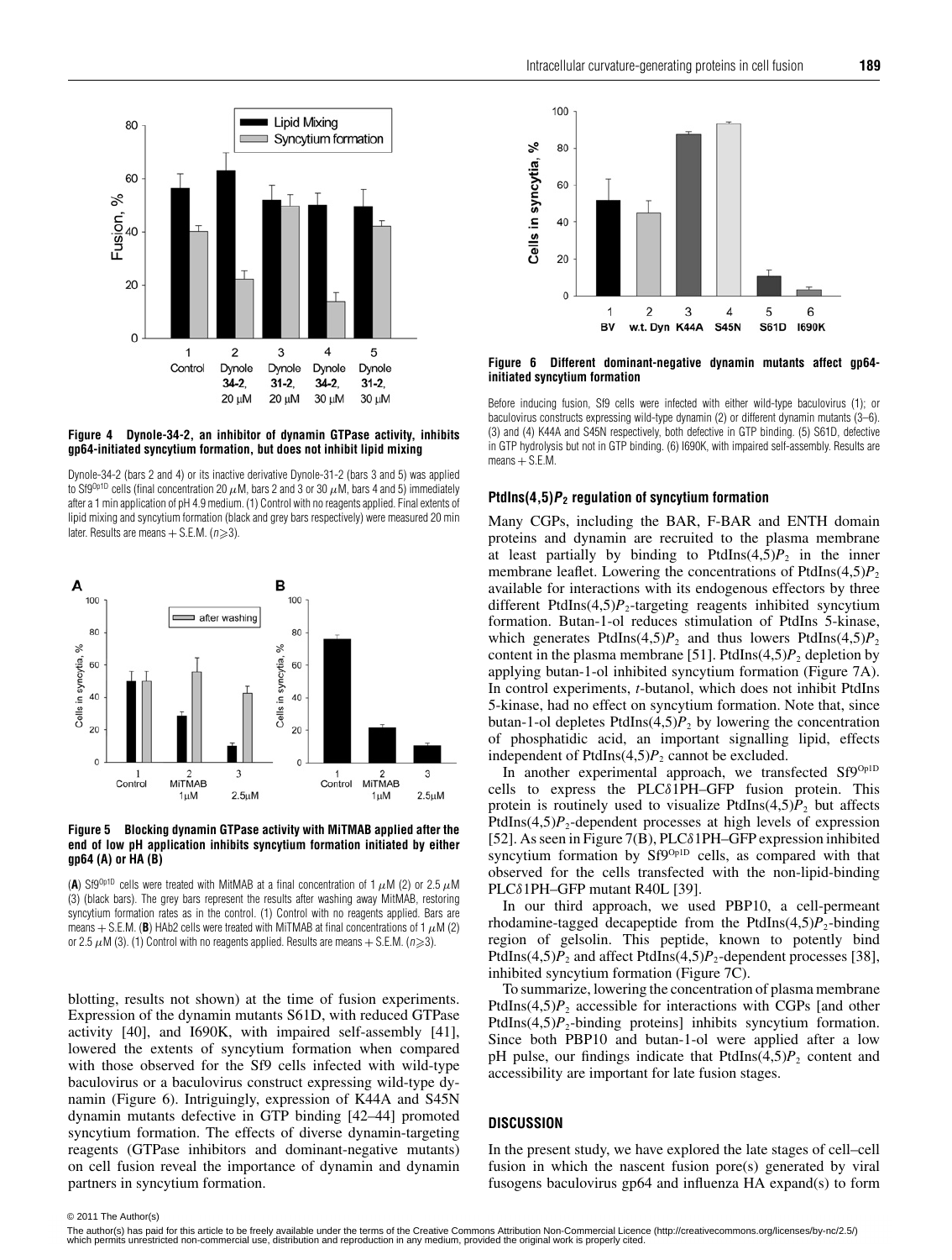**Figure 4 Dynole-34-2, an inhibitor of dynamin GTPase activity, inhibits gp64-initiated syncytium formation, but does not inhibit lipid mixing**

Dynole-34-2 (bars 2 and 4) or its inactive derivative Dynole-31-2 (bars 3 and 5) was applied to Sf9[Op1D] cells (final concentration 20 $\mu$M, bars 2 and 3 or 30 $\mu$M, bars 4 and 5) immediately after a 1 min application of pH 4.9 medium. (1) Control with no reagents applied. Final extents of lipid mixing and syncytium formation (black and grey bars respectively) were measured 20 min later. Results are means + S.E.M. ($n \geq 3$).

**Figure 5 Blocking dynamin GTPase activity with MiTMAB applied after the end of low pH application inhibits syncytium formation initiated by either gp64 (A) or HA (B)**

(**A**) Sf9[Op1D] cells were treated with MitMAB at a final concentration of 1 $\mu$M (2) or 2.5 $\mu$M (3) (black bars). The grey bars represent the results after washing away MitMAB, restoring syncytium formation rates as in the control. (1) Control with no reagents applied. Bars are means + S.E.M. (**B**) HAb2 cells were treated with MiTMAB at final concentrations of 1 $\mu$M (2) or 2.5 $\mu$M (3). (1) Control with no reagents applied. Results are means + S.E.M. ($n \geq 3$).

blotting, results not shown) at the time of fusion experiments. Expression of the dynamin mutants S61D, with reduced GTPase activity [40], and I690K, with impaired self-assembly [41], lowered the extents of syncytium formation when compared with those observed for the Sf9 cells infected with wild-type baculovirus or a baculovirus construct expressing wild-type dynamin (Figure 6). Intriguingly, expression of K44A and S45N dynamin mutants defective in GTP binding [42–44] promoted syncytium formation. The effects of diverse dynamin-targeting reagents (GTPase inhibitors and dominant-negative mutants) on cell fusion reveal the importance of dynamin and dynamin partners in syncytium formation.

**Figure 6 Different dominant-negative dynamin mutants affect gp64-initiated syncytium formation**

Before inducing fusion, Sf9 cells were infected with either wild-type baculovirus (1); or baculovirus constructs expressing wild-type dynamin (2) or different dynamin mutants (3–6). (3) and (4) K44A and S45N respectively, both defective in GTP binding. (5) S61D, defective in GTP hydrolysis but not in GTP binding. (6) I690K, with impaired self-assembly. Results are means + S.E.M.

### PtdIns(4,5)$P_2$ regulation of syncytium formation

Many CGPs, including the BAR, F-BAR and ENTH domain proteins and dynamin are recruited to the plasma membrane at least partially by binding to PtdIns(4,5)$P_2$ in the inner membrane leaflet. Lowering the concentrations of PtdIns(4,5)$P_2$ available for interactions with its endogenous effectors by three different PtdIns(4,5)$P_2$-targeting reagents inhibited syncytium formation. Butan-1-ol reduces stimulation of PtdIns 5-kinase, which generates PtdIns(4,5)$P_2$ and thus lowers PtdIns(4,5)$P_2$ content in the plasma membrane [51]. PtdIns(4,5)$P_2$ depletion by applying butan-1-ol inhibited syncytium formation (Figure 7A). In control experiments, *t*-butanol, which does not inhibit PtdIns 5-kinase, had no effect on syncytium formation. Note that, since butan-1-ol depletes PtdIns(4,5)$P_2$ by lowering the concentration of phosphatidic acid, an important signalling lipid, effects independent of PtdIns(4,5)$P_2$ cannot be excluded.

In another experimental approach, we transfected Sf9[Op1D] cells to express the PLC$\delta$1PH–GFP fusion protein. This protein is routinely used to visualize PtdIns(4,5)$P_2$ but affects PtdIns(4,5)$P_2$-dependent processes at high levels of expression [52]. As seen in Figure 7(B), PLC$\delta$1PH–GFP expression inhibited syncytium formation by Sf9[Op1D] cells, as compared with that observed for the cells transfected with the non-lipid-binding PLC$\delta$1PH–GFP mutant R40L [39].

In our third approach, we used PBP10, a cell-permeant rhodamine-tagged decapeptide from the PtdIns(4,5)$P_2$-binding region of gelsolin. This peptide, known to potently bind PtdIns(4,5)$P_2$ and affect PtdIns(4,5)$P_2$-dependent processes [38], inhibited syncytium formation (Figure 7C).

To summarize, lowering the concentration of plasma membrane PtdIns(4,5)$P_2$ accessible for interactions with CGPs [and other PtdIns(4,5)$P_2$-binding proteins] inhibits syncytium formation. Since both PBP10 and butan-1-ol were applied after a low pH pulse, our findings indicate that PtdIns(4,5)$P_2$ content and accessibility are important for late fusion stages.

## DISCUSSION

In the present study, we have explored the late stages of cell–cell fusion in which the nascent fusion pore(s) generated by viral fusogens baculovirus gp64 and influenza HA expand(s) to form

© 2011 The Author(s)

The author(s) has paid for this article to be freely available under the terms of the Creative Commons Attribution Non-Commercial Licence (http://creativecommons.org/licenses/by-nc/2.5/) which permits unrestricted non-commercial use, distribution and reproduction in any medium, provided the original work is properly cited.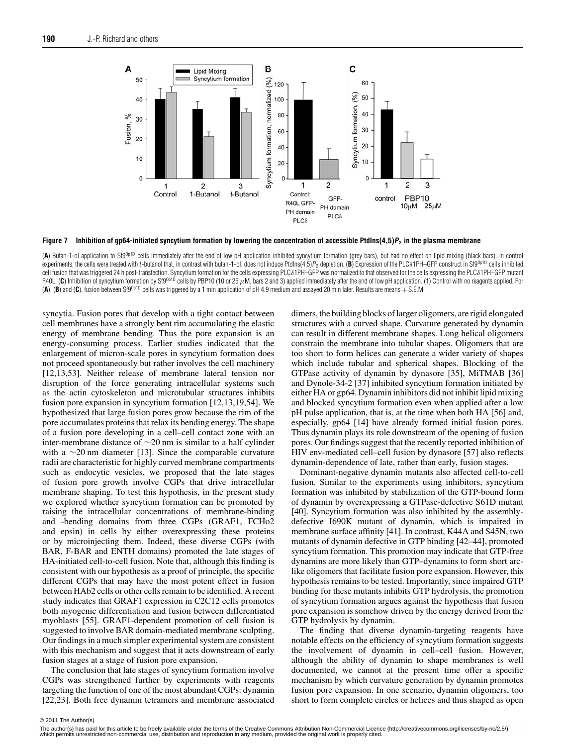**Figure 7 Inhibition of gp64-initiated syncytium formation by lowering the concentration of accessible PtdIns(4,5)$P_2$ in the plasma membrane**

(**A**) Butan-1-ol application to Sf9[Op1D] cells immediately after the end of low pH application inhibited syncytium formation (grey bars), but had no effect on lipid mixing (black bars). In control experiments, the cells were treated with *t*-butanol that, in contrast with butan-1-ol, does not induce PtdIns(4,5)$P_2$ depletion. (**B**) Expression of the PLCδ1PH–GFP construct in Sf9[Op1D] cells inhibited cell fusion that was triggered 24 h post-transfection. Syncytium formation for the cells expressing PLCδ1PH–GFP was normalized to that observed for the cells expressing the PLCδ1PH–GFP mutant R40L. (**C**) Inhibition of syncytium formation by Sf9[Op1D] cells by PBP10 (10 or 25 μM, bars 2 and 3) applied immediately after the end of low pH application. (1) Control with no reagents applied. For (**A**), (**B**) and (**C**), fusion between Sf9[Op1D] cells was triggered by a 1 min application of pH 4.9 medium and assayed 20 min later. Results are means + S.E.M.

syncytia. Fusion pores that develop with a tight contact between cell membranes have a strongly bent rim accumulating the elastic energy of membrane bending. Thus the pore expansion is an energy-consuming process. Earlier studies indicated that the enlargement of micron-scale pores in syncytium formation does not proceed spontaneously but rather involves the cell machinery [12,13,53]. Neither release of membrane lateral tension nor disruption of the force generating intracellular systems such as the actin cytoskeleton and microtubular structures inhibits fusion pore expansion in syncytium formation [12,13,19,54]. We hypothesized that large fusion pores grow because the rim of the pore accumulates proteins that relax its bending energy. The shape of a fusion pore developing in a cell–cell contact zone with an inter-membrane distance of ~20 nm is similar to a half cylinder with a ~20 nm diameter [13]. Since the comparable curvature radii are characteristic for highly curved membrane compartments such as endocytic vesicles, we proposed that the late stages of fusion pore growth involve CGPs that drive intracellular membrane shaping. To test this hypothesis, in the present study we explored whether syncytium formation can be promoted by raising the intracellular concentrations of membrane-binding and -bending domains from three CGPs (GRAF1, FCHo2 and epsin) in cells by either overexpressing these proteins or by microinjecting them. Indeed, these diverse CGPs (with BAR, F-BAR and ENTH domains) promoted the late stages of HA-initiated cell-to-cell fusion. Note that, although this finding is consistent with our hypothesis as a proof of principle, the specific different CGPs that may have the most potent effect in fusion between HAb2 cells or other cells remain to be identified. A recent study indicates that GRAF1 expression in C2C12 cells promotes both myogenic differentiation and fusion between differentiated myoblasts [55]. GRAF1-dependent promotion of cell fusion is suggested to involve BAR domain-mediated membrane sculpting. Our findings in a much simpler experimental system are consistent with this mechanism and suggest that it acts downstream of early fusion stages at a stage of fusion pore expansion.

The conclusion that late stages of syncytium formation involve CGPs was strengthened further by experiments with reagents targeting the function of one of the most abundant CGPs: dynamin [22,23]. Both free dynamin tetramers and membrane associated dimers, the building blocks of larger oligomers, are rigid elongated structures with a curved shape. Curvature generated by dynamin can result in different membrane shapes. Long helical oligomers constrain the membrane into tubular shapes. Oligomers that are too short to form helices can generate a wider variety of shapes which include tubular and spherical shapes. Blocking of the GTPase activity of dynamin by dynasore [35], MiTMAB [36] and Dynole-34-2 [37] inhibited syncytium formation initiated by either HA or gp64. Dynamin inhibitors did not inhibit lipid mixing and blocked syncytium formation even when applied after a low pH pulse application, that is, at the time when both HA [56] and, especially, gp64 [14] have already formed initial fusion pores. Thus dynamin plays its role downstream of the opening of fusion pores. Our findings suggest that the recently reported inhibition of HIV env-mediated cell–cell fusion by dynasore [57] also reflects dynamin-dependence of late, rather than early, fusion stages.

Dominant-negative dynamin mutants also affected cell-to-cell fusion. Similar to the experiments using inhibitors, syncytium formation was inhibited by stabilization of the GTP-bound form of dynamin by overexpressing a GTPase-defective S61D mutant [40]. Syncytium formation was also inhibited by the assembly-defective I690K mutant of dynamin, which is impaired in membrane surface affinity [41]. In contrast, K44A and S45N, two mutants of dynamin defective in GTP binding [42–44], promoted syncytium formation. This promotion may indicate that GTP-free dynamins are more likely than GTP–dynamins to form short arc-like oligomers that facilitate fusion pore expansion. However, this hypothesis remains to be tested. Importantly, since impaired GTP binding for these mutants inhibits GTP hydrolysis, the promotion of syncytium formation argues against the hypothesis that fusion pore expansion is somehow driven by the energy derived from the GTP hydrolysis by dynamin.

The finding that diverse dynamin-targeting reagents have notable effects on the efficiency of syncytium formation suggests the involvement of dynamin in cell–cell fusion. However, although the ability of dynamin to shape membranes is well documented, we cannot at the present time offer a specific mechanism by which curvature generation by dynamin promotes fusion pore expansion. In one scenario, dynamin oligomers, too short to form complete circles or helices and thus shaped as open

© 2011 The Author(s)

The author(s) has paid for this article to be freely available under the terms of the Creative Commons Attribution Non-Commercial Licence (http://creativecommons.org/licenses/by-nc/2.5/) which permits unrestricted non-commercial use, distribution and reproduction in any medium, provided the original work is properly cited.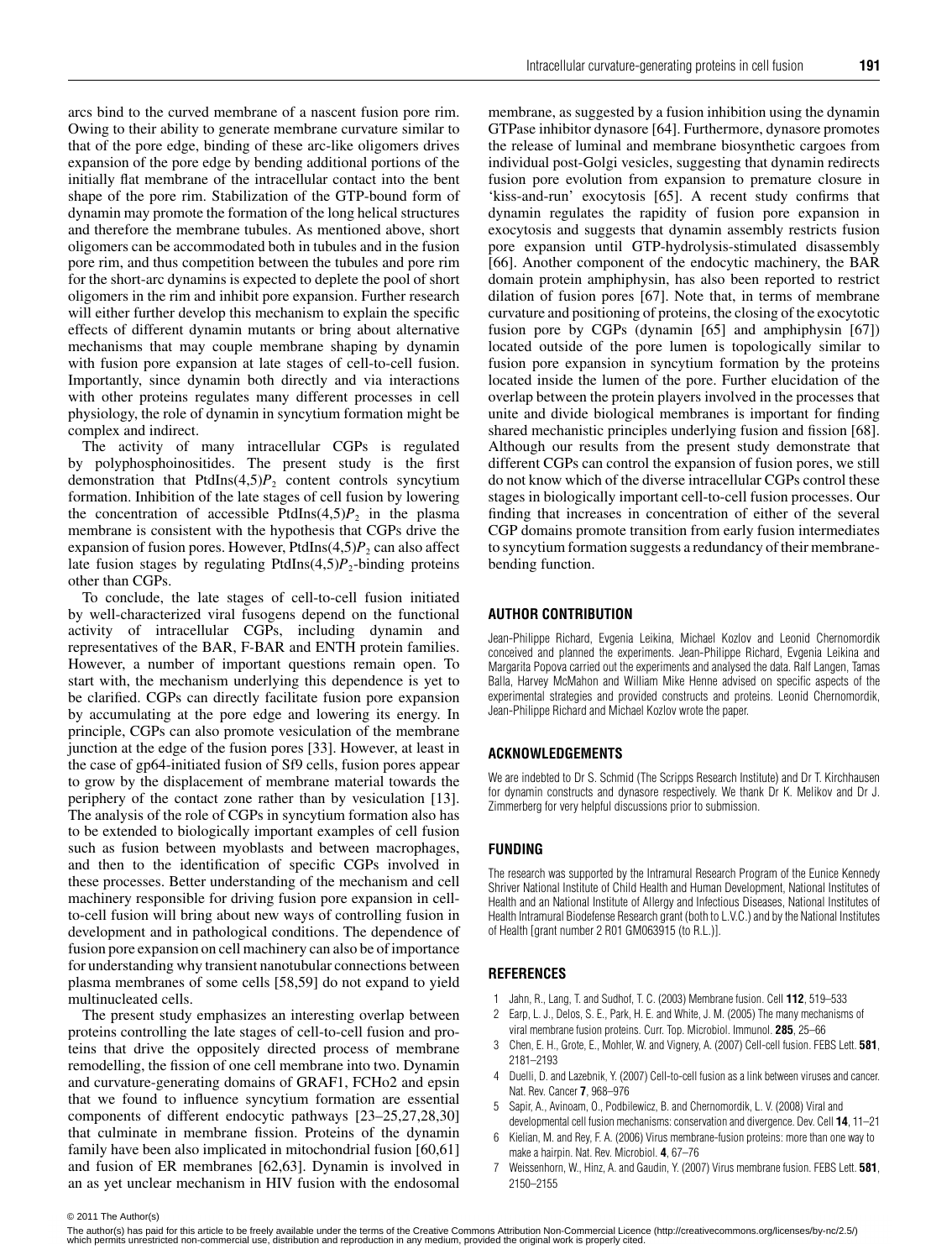arcs bind to the curved membrane of a nascent fusion pore rim. Owing to their ability to generate membrane curvature similar to that of the pore edge, binding of these arc-like oligomers drives expansion of the pore edge by bending additional portions of the initially flat membrane of the intracellular contact into the bent shape of the pore rim. Stabilization of the GTP-bound form of dynamin may promote the formation of the long helical structures and therefore the membrane tubules. As mentioned above, short oligomers can be accommodated both in tubules and in the fusion pore rim, and thus competition between the tubules and pore rim for the short-arc dynamins is expected to deplete the pool of short oligomers in the rim and inhibit pore expansion. Further research will either further develop this mechanism to explain the specific effects of different dynamin mutants or bring about alternative mechanisms that may couple membrane shaping by dynamin with fusion pore expansion at late stages of cell-to-cell fusion. Importantly, since dynamin both directly and via interactions with other proteins regulates many different processes in cell physiology, the role of dynamin in syncytium formation might be complex and indirect.

The activity of many intracellular CGPs is regulated by polyphosphoinositides. The present study is the first demonstration that PtdIns(4,5)$P_2$ content controls syncytium formation. Inhibition of the late stages of cell fusion by lowering the concentration of accessible PtdIns(4,5)$P_2$ in the plasma membrane is consistent with the hypothesis that CGPs drive the expansion of fusion pores. However, PtdIns(4,5)$P_2$ can also affect late fusion stages by regulating PtdIns(4,5)$P_2$-binding proteins other than CGPs.

To conclude, the late stages of cell-to-cell fusion initiated by well-characterized viral fusogens depend on the functional activity of intracellular CGPs, including dynamin and representatives of the BAR, F-BAR and ENTH protein families. However, a number of important questions remain open. To start with, the mechanism underlying this dependence is yet to be clarified. CGPs can directly facilitate fusion pore expansion by accumulating at the pore edge and lowering its energy. In principle, CGPs can also promote vesiculation of the membrane junction at the edge of the fusion pores [33]. However, at least in the case of gp64-initiated fusion of Sf9 cells, fusion pores appear to grow by the displacement of membrane material towards the periphery of the contact zone rather than by vesiculation [13]. The analysis of the role of CGPs in syncytium formation also has to be extended to biologically important examples of cell fusion such as fusion between myoblasts and between macrophages, and then to the identification of specific CGPs involved in these processes. Better understanding of the mechanism and cell machinery responsible for driving fusion pore expansion in cell-to-cell fusion will bring about new ways of controlling fusion in development and in pathological conditions. The dependence of fusion pore expansion on cell machinery can also be of importance for understanding why transient nanotubular connections between plasma membranes of some cells [58,59] do not expand to yield multinucleated cells.

The present study emphasizes an interesting overlap between proteins controlling the late stages of cell-to-cell fusion and proteins that drive the oppositely directed process of membrane remodelling, the fission of one cell membrane into two. Dynamin and curvature-generating domains of GRAF1, FCHo2 and epsin that we found to influence syncytium formation are essential components of different endocytic pathways [23–25,27,28,30] that culminate in membrane fission. Proteins of the dynamin family have been also implicated in mitochondrial fusion [60,61] and fusion of ER membranes [62,63]. Dynamin is involved in an as yet unclear mechanism in HIV fusion with the endosomal membrane, as suggested by a fusion inhibition using the dynamin GTPase inhibitor dynasore [64]. Furthermore, dynasore promotes the release of luminal and membrane biosynthetic cargoes from individual post-Golgi vesicles, suggesting that dynamin redirects fusion pore evolution from expansion to premature closure in 'kiss-and-run' exocytosis [65]. A recent study confirms that dynamin regulates the rapidity of fusion pore expansion in exocytosis and suggests that dynamin assembly restricts fusion pore expansion until GTP-hydrolysis-stimulated disassembly [66]. Another component of the endocytic machinery, the BAR domain protein amphiphysin, has also been reported to restrict dilation of fusion pores [67]. Note that, in terms of membrane curvature and positioning of proteins, the closing of the exocytotic fusion pore by CGPs (dynamin [65] and amphiphysin [67]) located outside of the pore lumen is topologically similar to fusion pore expansion in syncytium formation by the proteins located inside the lumen of the pore. Further elucidation of the overlap between the protein players involved in the processes that unite and divide biological membranes is important for finding shared mechanistic principles underlying fusion and fission [68]. Although our results from the present study demonstrate that different CGPs can control the expansion of fusion pores, we still do not know which of the diverse intracellular CGPs control these stages in biologically important cell-to-cell fusion processes. Our finding that increases in concentration of either of the several CGP domains promote transition from early fusion intermediates to syncytium formation suggests a redundancy of their membrane-bending function.

## AUTHOR CONTRIBUTION

Jean-Philippe Richard, Evgenia Leikina, Michael Kozlov and Leonid Chernomordik conceived and planned the experiments. Jean-Philippe Richard, Evgenia Leikina and Margarita Popova carried out the experiments and analysed the data. Ralf Langen, Tamas Balla, Harvey McMahon and William Mike Henne advised on specific aspects of the experimental strategies and provided constructs and proteins. Leonid Chernomordik, Jean-Philippe Richard and Michael Kozlov wrote the paper.

## ACKNOWLEDGEMENTS

We are indebted to Dr S. Schmid (The Scripps Research Institute) and Dr T. Kirchhausen for dynamin constructs and dynasore respectively. We thank Dr K. Melikov and Dr J. Zimmerberg for very helpful discussions prior to submission.

## FUNDING

The research was supported by the Intramural Research Program of the Eunice Kennedy Shriver National Institute of Child Health and Human Development, National Institutes of Health and an National Institute of Allergy and Infectious Diseases, National Institutes of Health Intramural Biodefense Research grant (both to L.V.C.) and by the National Institutes of Health [grant number 2 R01 GM063915 (to R.L.)].

## REFERENCES

1. Jahn, R., Lang, T. and Sudhof, T. C. (2003) Membrane fusion. Cell **112**, 519–533
2. Earp, L. J., Delos, S. E., Park, H. E. and White, J. M. (2005) The many mechanisms of viral membrane fusion proteins. Curr. Top. Microbiol. Immunol. **285**, 25–66
3. Chen, E. H., Grote, E., Mohler, W. and Vignery, A. (2007) Cell-cell fusion. FEBS Lett. **581**, 2181–2193
4. Duelli, D. and Lazebnik, Y. (2007) Cell-to-cell fusion as a link between viruses and cancer. Nat. Rev. Cancer **7**, 968–976
5. Sapir, A., Avinoam, O., Podbilewicz, B. and Chernomordik, L. V. (2008) Viral and developmental cell fusion mechanisms: conservation and divergence. Dev. Cell **14**, 11–21
6. Kielian, M. and Rey, F. A. (2006) Virus membrane-fusion proteins: more than one way to make a hairpin. Nat. Rev. Microbiol. **4**, 67–76
7. Weissenhorn, W., Hinz, A. and Gaudin, Y. (2007) Virus membrane fusion. FEBS Lett. **581**, 2150–2155

© 2011 The Author(s)

The author(s) has paid for this article to be freely available under the terms of the Creative Commons Attribution Non-Commercial Licence (http://creativecommons.org/licenses/by-nc/2.5/) which permits unrestricted non-commercial use, distribution and reproduction in any medium, provided the original work is properly cited.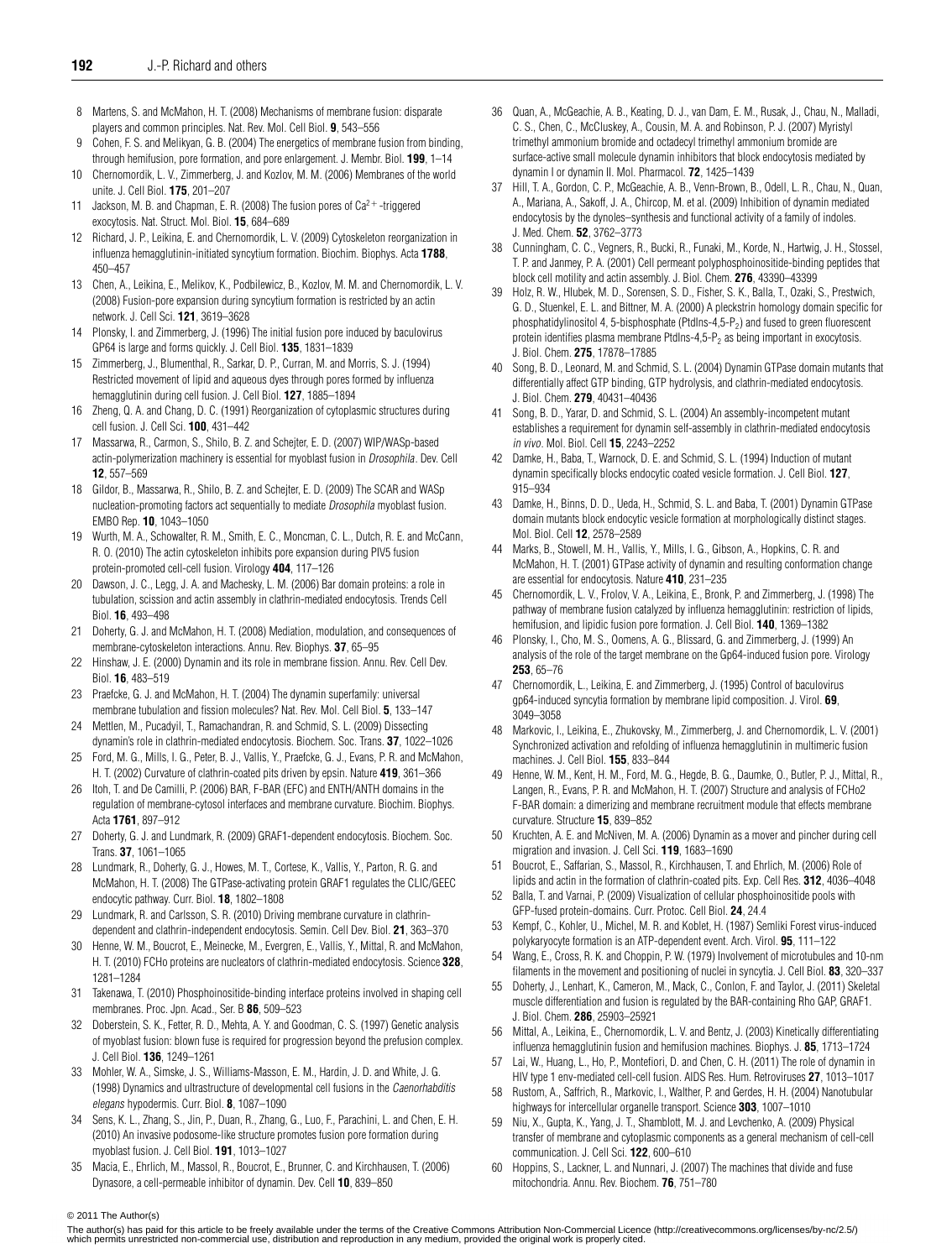8 Martens, S. and McMahon, H. T. (2008) Mechanisms of membrane fusion: disparate players and common principles. Nat. Rev. Mol. Cell Biol. **9**, 543–556

9 Cohen, F. S. and Melikyan, G. B. (2004) The energetics of membrane fusion from binding, through hemifusion, pore formation, and pore enlargement. J. Membr. Biol. **199**, 1–14

10 Chernomordik, L. V., Zimmerberg, J. and Kozlov, M. M. (2006) Membranes of the world unite. J. Cell Biol. **175**, 201–207

11 Jackson, M. B. and Chapman, E. R. (2008) The fusion pores of $Ca^{2+}$-triggered exocytosis. Nat. Struct. Mol. Biol. **15**, 684–689

12 Richard, J. P., Leikina, E. and Chernomordik, L. V. (2009) Cytoskeleton reorganization in influenza hemagglutinin-initiated syncytium formation. Biochim. Biophys. Acta **1788**, 450–457

13 Chen, A., Leikina, E., Melikov, K., Podbilewicz, B., Kozlov, M. M. and Chernomordik, L. V. (2008) Fusion-pore expansion during syncytium formation is restricted by an actin network. J. Cell Sci. **121**, 3619–3628

14 Plonsky, I. and Zimmerberg, J. (1996) The initial fusion pore induced by baculovirus GP64 is large and forms quickly. J. Cell Biol. **135**, 1831–1839

15 Zimmerberg, J., Blumenthal, R., Sarkar, D. P., Curran, M. and Morris, S. J. (1994) Restricted movement of lipid and aqueous dyes through pores formed by influenza hemagglutinin during cell fusion. J. Cell Biol. **127**, 1885–1894

16 Zheng, Q. A. and Chang, D. C. (1991) Reorganization of cytoplasmic structures during cell fusion. J. Cell Sci. **100**, 431–442

17 Massarwa, R., Carmon, S., Shilo, B. Z. and Schejter, E. D. (2007) WIP/WASp-based actin-polymerization machinery is essential for myoblast fusion in *Drosophila*. Dev. Cell **12**, 557–569

18 Gildor, B., Massarwa, R., Shilo, B. Z. and Schejter, E. D. (2009) The SCAR and WASp nucleation-promoting factors act sequentially to mediate *Drosophila* myoblast fusion. EMBO Rep. **10**, 1043–1050

19 Wurth, M. A., Schowalter, R. M., Smith, E. C., Moncman, C. L., Dutch, R. E. and McCann, R. O. (2010) The actin cytoskeleton inhibits pore expansion during PIV5 fusion protein-promoted cell-cell fusion. Virology **404**, 117–126

20 Dawson, J. C., Legg, J. A. and Machesky, L. M. (2006) Bar domain proteins: a role in tubulation, scission and actin assembly in clathrin-mediated endocytosis. Trends Cell Biol. **16**, 493–498

21 Doherty, G. J. and McMahon, H. T. (2008) Mediation, modulation, and consequences of membrane-cytoskeleton interactions. Annu. Rev. Biophys. **37**, 65–95

22 Hinshaw, J. E. (2000) Dynamin and its role in membrane fission. Annu. Rev. Cell Dev. Biol. **16**, 483–519

23 Praefcke, G. J. and McMahon, H. T. (2004) The dynamin superfamily: universal membrane tubulation and fission molecules? Nat. Rev. Mol. Cell Biol. **5**, 133–147

24 Mettlen, M., Pucadyil, T., Ramachandran, R. and Schmid, S. L. (2009) Dissecting dynamin's role in clathrin-mediated endocytosis. Biochem. Soc. Trans. **37**, 1022–1026

25 Ford, M. G., Mills, I. G., Peter, B. J., Vallis, Y., Praefcke, G. J., Evans, P. R. and McMahon, H. T. (2002) Curvature of clathrin-coated pits driven by epsin. Nature **419**, 361–366

26 Itoh, T. and De Camilli, P. (2006) BAR, F-BAR (EFC) and ENTH/ANTH domains in the regulation of membrane-cytosol interfaces and membrane curvature. Biochim. Biophys. Acta **1761**, 897–912

27 Doherty, G. J. and Lundmark, R. (2009) GRAF1-dependent endocytosis. Biochem. Soc. Trans. **37**, 1061–1065

28 Lundmark, R., Doherty, G. J., Howes, M. T., Cortese, K., Vallis, Y., Parton, R. G. and McMahon, H. T. (2008) The GTPase-activating protein GRAF1 regulates the CLIC/GEEC endocytic pathway. Curr. Biol. **18**, 1802–1808

29 Lundmark, R. and Carlsson, S. R. (2010) Driving membrane curvature in clathrin-dependent and clathrin-independent endocytosis. Semin. Cell Dev. Biol. **21**, 363–370

30 Henne, W. M., Boucrot, E., Meinecke, M., Evergren, E., Vallis, Y., Mittal, R. and McMahon, H. T. (2010) FCHo proteins are nucleators of clathrin-mediated endocytosis. Science **328**, 1281–1284

31 Takenawa, T. (2010) Phosphoinositide-binding interface proteins involved in shaping cell membranes. Proc. Jpn. Acad., Ser. B **86**, 509–523

32 Doberstein, S. K., Fetter, R. D., Mehta, A. Y. and Goodman, C. S. (1997) Genetic analysis of myoblast fusion: blown fuse is required for progression beyond the prefusion complex. J. Cell Biol. **136**, 1249–1261

33 Mohler, W. A., Simske, J. S., Williams-Masson, E. M., Hardin, J. D. and White, J. G. (1998) Dynamics and ultrastructure of developmental cell fusions in the *Caenorhabditis elegans* hypodermis. Curr. Biol. **8**, 1087–1090

34 Sens, K. L., Zhang, S., Jin, P., Duan, R., Zhang, G., Luo, F., Parachini, L. and Chen, E. H. (2010) An invasive podosome-like structure promotes fusion pore formation during myoblast fusion. J. Cell Biol. **191**, 1013–1027

35 Macia, E., Ehrlich, M., Massol, R., Boucrot, E., Brunner, C. and Kirchhausen, T. (2006) Dynasore, a cell-permeable inhibitor of dynamin. Dev. Cell **10**, 839–850

36 Quan, A., McGeachie, A. B., Keating, D. J., van Dam, E. M., Rusak, J., Chau, N., Malladi, C. S., Chen, C., McCluskey, A., Cousin, M. A. and Robinson, P. J. (2007) Myristyl trimethyl ammonium bromide and octadecyl trimethyl ammonium bromide are surface-active small molecule dynamin inhibitors that block endocytosis mediated by dynamin I or dynamin II. Mol. Pharmacol. **72**, 1425–1439

37 Hill, T. A., Gordon, C. P., McGeachie, A. B., Venn-Brown, B., Odell, L. R., Chau, N., Quan, A., Mariana, A., Sakoff, J. A., Chircop, M. et al. (2009) Inhibition of dynamin mediated endocytosis by the dynoles–synthesis and functional activity of a family of indoles. J. Med. Chem. **52**, 3762–3773

38 Cunningham, C. C., Vegners, R., Bucki, R., Funaki, M., Korde, N., Hartwig, J. H., Stossel, T. P. and Janmey, P. A. (2001) Cell permeant polyphosphoinositide-binding peptides that block cell motility and actin assembly. J. Biol. Chem. **276**, 43390–43399

39 Holz, R. W., Hlubek, M. D., Sorensen, S. D., Fisher, S. K., Balla, T., Ozaki, S., Prestwich, G. D., Stuenkel, E. L. and Bittner, M. A. (2000) A pleckstrin homology domain specific for phosphatidylinositol 4, 5-bisphosphate (PtdIns-4,5-$P_2$) and fused to green fluorescent protein identifies plasma membrane PtdIns-4,5-$P_2$ as being important in exocytosis. J. Biol. Chem. **275**, 17878–17885

40 Song, B. D., Leonard, M. and Schmid, S. L. (2004) Dynamin GTPase domain mutants that differentially affect GTP binding, GTP hydrolysis, and clathrin-mediated endocytosis. J. Biol. Chem. **279**, 40431–40436

41 Song, B. D., Yarar, D. and Schmid, S. L. (2004) An assembly-incompetent mutant establishes a requirement for dynamin self-assembly in clathrin-mediated endocytosis *in vivo*. Mol. Biol. Cell **15**, 2243–2252

42 Damke, H., Baba, T., Warnock, D. E. and Schmid, S. L. (1994) Induction of mutant dynamin specifically blocks endocytic coated vesicle formation. J. Cell Biol. **127**, 915–934

43 Damke, H., Binns, D. D., Ueda, H., Schmid, S. L. and Baba, T. (2001) Dynamin GTPase domain mutants block endocytic vesicle formation at morphologically distinct stages. Mol. Biol. Cell **12**, 2578–2589

44 Marks, B., Stowell, M. H., Vallis, Y., Mills, I. G., Gibson, A., Hopkins, C. R. and McMahon, H. T. (2001) GTPase activity of dynamin and resulting conformation change are essential for endocytosis. Nature **410**, 231–235

45 Chernomordik, L. V., Frolov, V. A., Leikina, E., Bronk, P. and Zimmerberg, J. (1998) The pathway of membrane fusion catalyzed by influenza hemagglutinin: restriction of lipids, hemifusion, and lipidic fusion pore formation. J. Cell Biol. **140**, 1369–1382

46 Plonsky, I., Cho, M. S., Oomens, A. G., Blissard, G. and Zimmerberg, J. (1999) An analysis of the role of the target membrane on the Gp64-induced fusion pore. Virology **253**, 65–76

47 Chernomordik, L., Leikina, E. and Zimmerberg, J. (1995) Control of baculovirus gp64-induced syncytia formation by membrane lipid composition. J. Virol. **69**, 3049–3058

48 Markovic, I., Leikina, E., Zhukovsky, M., Zimmerberg, J. and Chernomordik, L. V. (2001) Synchronized activation and refolding of influenza hemagglutinin in multimeric fusion machines. J. Cell Biol. **155**, 833–844

49 Henne, W. M., Kent, H. M., Ford, M. G., Hegde, B. G., Daumke, O., Butler, P. J., Mittal, R., Langen, R., Evans, P. R. and McMahon, H. T. (2007) Structure and analysis of FCHo2 F-BAR domain: a dimerizing and membrane recruitment module that effects membrane curvature. Structure **15**, 839–852

50 Kruchten, A. E. and McNiven, M. A. (2006) Dynamin as a mover and pincher during cell migration and invasion. J. Cell Sci. **119**, 1683–1690

51 Boucrot, E., Saffarian, S., Massol, R., Kirchhausen, T. and Ehrlich, M. (2006) Role of lipids and actin in the formation of clathrin-coated pits. Exp. Cell Res. **312**, 4036–4048

52 Balla, T. and Varnai, P. (2009) Visualization of cellular phosphoinositide pools with GFP-fused protein-domains. Curr. Protoc. Cell Biol. **24**, 24.4

53 Kempf, C., Kohler, U., Michel, M. R. and Koblet, H. (1987) Semliki Forest virus-induced polykaryocyte formation is an ATP-dependent event. Arch. Virol. **95**, 111–122

54 Wang, E., Cross, R. K. and Choppin, P. W. (1979) Involvement of microtubules and 10-nm filaments in the movement and positioning of nuclei in syncytia. J. Cell Biol. **83**, 320–337

55 Doherty, J., Lenhart, K., Cameron, M., Mack, C., Conlon, F. and Taylor, J. (2011) Skeletal muscle differentiation and fusion is regulated by the BAR-containing Rho GAP, GRAF1. J. Biol. Chem. **286**, 25903–25921

56 Mittal, A., Leikina, E., Chernomordik, L. V. and Bentz, J. (2003) Kinetically differentiating influenza hemagglutinin fusion and hemifusion machines. Biophys. J. **85**, 1713–1724

57 Lai, W., Huang, L., Ho, P., Montefiori, D. and Chen, C. H. (2011) The role of dynamin in HIV type 1 env-mediated cell-cell fusion. AIDS Res. Hum. Retroviruses **27**, 1013–1017

58 Rustom, A., Saffrich, R., Markovic, I., Walther, P. and Gerdes, H. H. (2004) Nanotubular highways for intercellular organelle transport. Science **303**, 1007–1010

59 Niu, X., Gupta, K., Yang, J. T., Shamblott, M. J. and Levchenko, A. (2009) Physical transfer of membrane and cytoplasmic components as a general mechanism of cell-cell communication. J. Cell Sci. **122**, 600–610

60 Hoppins, S., Lackner, L. and Nunnari, J. (2007) The machines that divide and fuse mitochondria. Annu. Rev. Biochem. **76**, 751–780

© 2011 The Author(s)

The author(s) has paid for this article to be freely available under the terms of the Creative Commons Attribution Non-Commercial Licence (http://creativecommons.org/licenses/by-nc/2.5/) which permits unrestricted non-commercial use, distribution and reproduction in any medium, provided the original work is properly cited.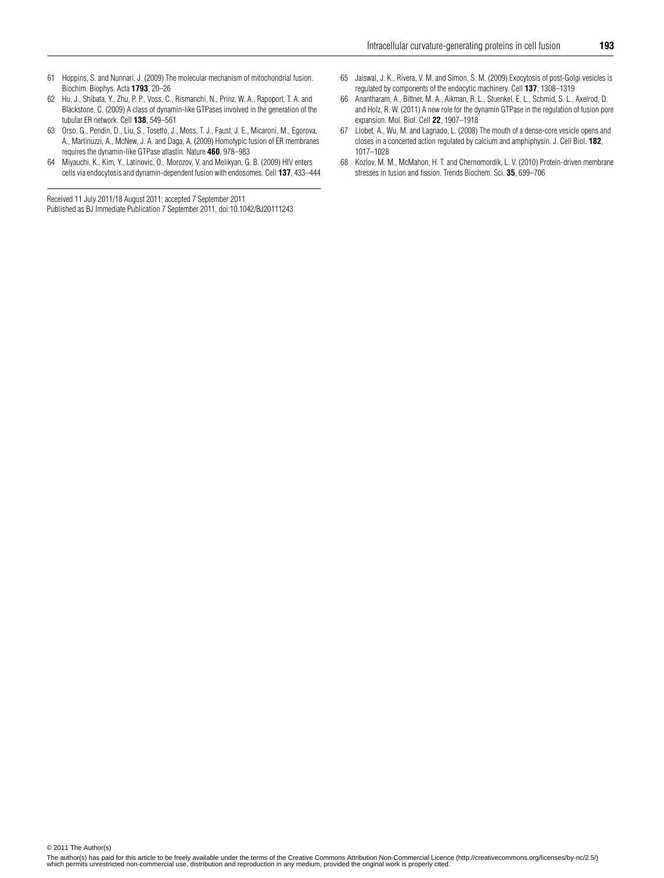61 Hoppins, S. and Nunnari, J. (2009) The molecular mechanism of mitochondrial fusion. Biochim. Biophys. Acta **1793**, 20–26

62 Hu, J., Shibata, Y., Zhu, P. P., Voss, C., Rismanchi, N., Prinz, W. A., Rapoport, T. A. and Blackstone, C. (2009) A class of dynamin-like GTPases involved in the generation of the tubular ER network. Cell **138**, 549–561

63 Orso, G., Pendin, D., Liu, S., Tosetto, J., Moss, T. J., Faust, J. E., Micaroni, M., Egorova, A., Martinuzzi, A., McNew, J. A. and Daga, A. (2009) Homotypic fusion of ER membranes requires the dynamin-like GTPase atlastin. Nature **460**, 978–983

64 Miyauchi, K., Kim, Y., Latinovic, O., Morozov, V. and Melikyan, G. B. (2009) HIV enters cells via endocytosis and dynamin-dependent fusion with endosomes. Cell **137**, 433–444

65 Jaiswal, J. K., Rivera, V. M. and Simon, S. M. (2009) Exocytosis of post-Golgi vesicles is regulated by components of the endocytic machinery. Cell **137**, 1308–1319

66 Anantharam, A., Bittner, M. A., Aikman, R. L., Stuenkel, E. L., Schmid, S. L., Axelrod, D. and Holz, R. W. (2011) A new role for the dynamin GTPase in the regulation of fusion pore expansion. Mol. Biol. Cell **22**, 1907–1918

67 Llobet, A., Wu, M. and Lagnado, L. (2008) The mouth of a dense-core vesicle opens and closes in a concerted action regulated by calcium and amphiphysin. J. Cell Biol. **182**, 1017–1028

68 Kozlov, M. M., McMahon, H. T. and Chernomordik, L. V. (2010) Protein-driven membrane stresses in fusion and fission. Trends Biochem. Sci. **35**, 699–706

Received 11 July 2011/18 August 2011; accepted 7 September 2011
Published as BJ Immediate Publication 7 September 2011, doi:10.1042/BJ20111243

© 2011 The Author(s)
The author(s) has paid for this article to be freely available under the terms of the Creative Commons Attribution Non-Commercial Licence (http://creativecommons.org/licenses/by-nc/2.5/) which permits unrestricted non-commercial use, distribution and reproduction in any medium, provided the original work is properly cited.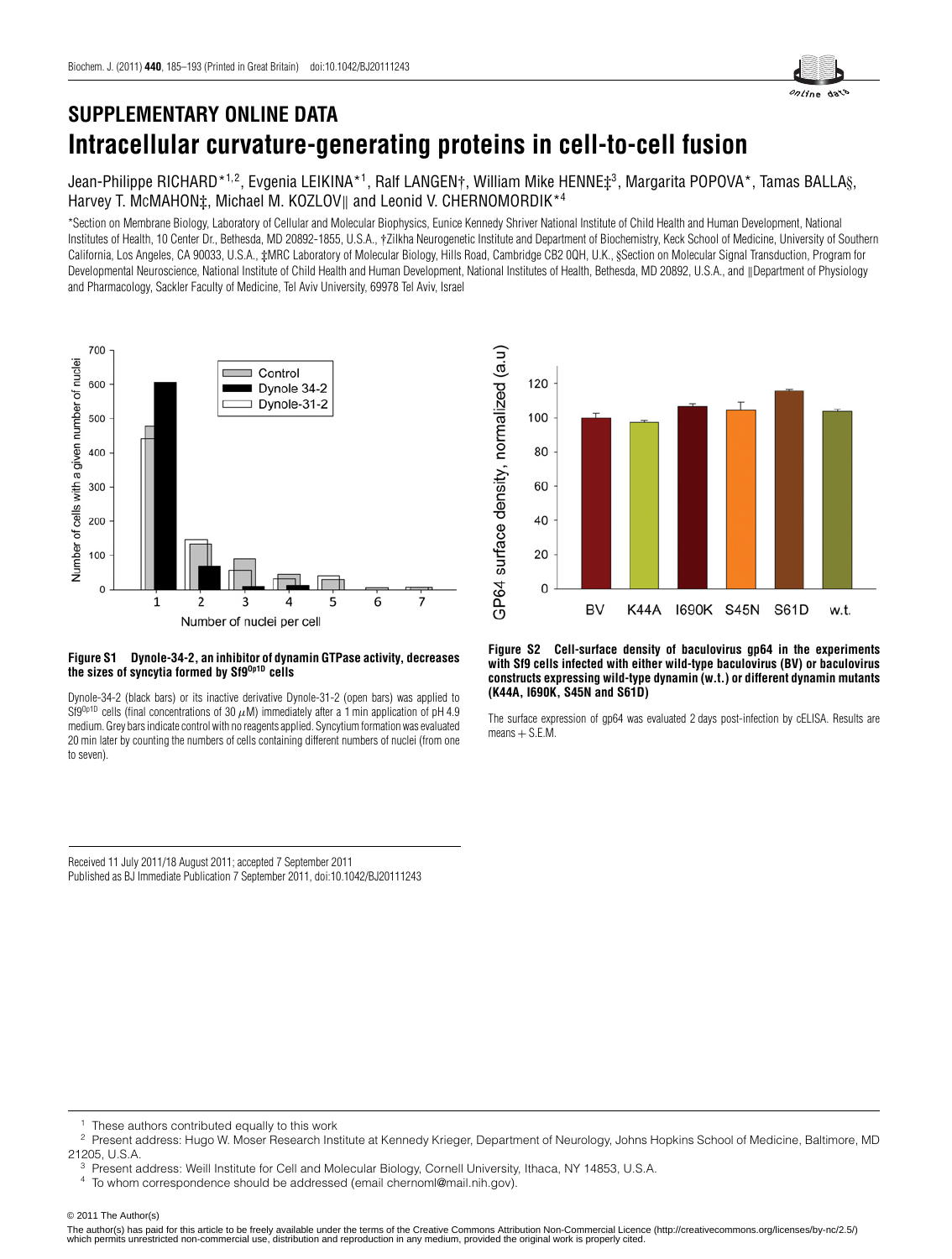## SUPPLEMENTARY ONLINE DATA

# Intracellular curvature-generating proteins in cell-to-cell fusion

Jean-Philippe RICHARD*[1,2], Evgenia LEIKINA*[1], Ralf LANGEN†, William Mike HENNE‡[3], Margarita POPOVA*, Tamas BALLA§, Harvey T. McMAHON‡, Michael M. KOZLOV‖ and Leonid V. CHERNOMORDIK*[4]

*Section on Membrane Biology, Laboratory of Cellular and Molecular Biophysics, Eunice Kennedy Shriver National Institute of Child Health and Human Development, National Institutes of Health, 10 Center Dr., Bethesda, MD 20892-1855, U.S.A., †Zilkha Neurogenetic Institute and Department of Biochemistry, Keck School of Medicine, University of Southern California, Los Angeles, CA 90033, U.S.A., ‡MRC Laboratory of Molecular Biology, Hills Road, Cambridge CB2 0QH, U.K., §Section on Molecular Signal Transduction, Program for Developmental Neuroscience, National Institute of Child Health and Human Development, National Institutes of Health, Bethesda, MD 20892, U.S.A., and ‖Department of Physiology and Pharmacology, Sackler Faculty of Medicine, Tel Aviv University, 69978 Tel Aviv, Israel

Control
Dynole 34-2
Dynole-31-2
Number of cells with a given number of nuclei
Number of nuclei per cell
0 100 200 300 400 500 600 700
1 2 3 4 5 6 7

**Figure S1 Dynole-34-2, an inhibitor of dynamin GTPase activity, decreases the sizes of syncytia formed by Sf9[Op1D] cells**

Dynole-34-2 (black bars) or its inactive derivative Dynole-31-2 (open bars) was applied to Sf9[Op1D] cells (final concentrations of 30 $\mu$M) immediately after a 1 min application of pH 4.9 medium. Grey bars indicate control with no reagents applied. Syncytium formation was evaluated 20 min later by counting the numbers of cells containing different numbers of nuclei (from one to seven).

GP64 surface density, normalized (a.u)
0 20 40 60 80 100 120
BV K44A I690K S45N S61D w.t.

**Figure S2 Cell-surface density of baculovirus gp64 in the experiments with Sf9 cells infected with either wild-type baculovirus (BV) or baculovirus constructs expressing wild-type dynamin (w.t.) or different dynamin mutants (K44A, I690K, S45N and S61D)**

The surface expression of gp64 was evaluated 2 days post-infection by cELISA. Results are means + S.E.M.

Received 11 July 2011/18 August 2011; accepted 7 September 2011
Published as BJ Immediate Publication 7 September 2011, doi:10.1042/BJ20111243

[1] These authors contributed equally to this work
[2] Present address: Hugo W. Moser Research Institute at Kennedy Krieger, Department of Neurology, Johns Hopkins School of Medicine, Baltimore, MD 21205, U.S.A.
[3] Present address: Weill Institute for Cell and Molecular Biology, Cornell University, Ithaca, NY 14853, U.S.A.
[4] To whom correspondence should be addressed (email chernoml@mail.nih.gov).

© 2011 The Author(s)
The author(s) has paid for this article to be freely available under the terms of the Creative Commons Attribution Non-Commercial Licence (http://creativecommons.org/licenses/by-nc/2.5/) which permits unrestricted non-commercial use, distribution and reproduction in any medium, provided the original work is properly cited.